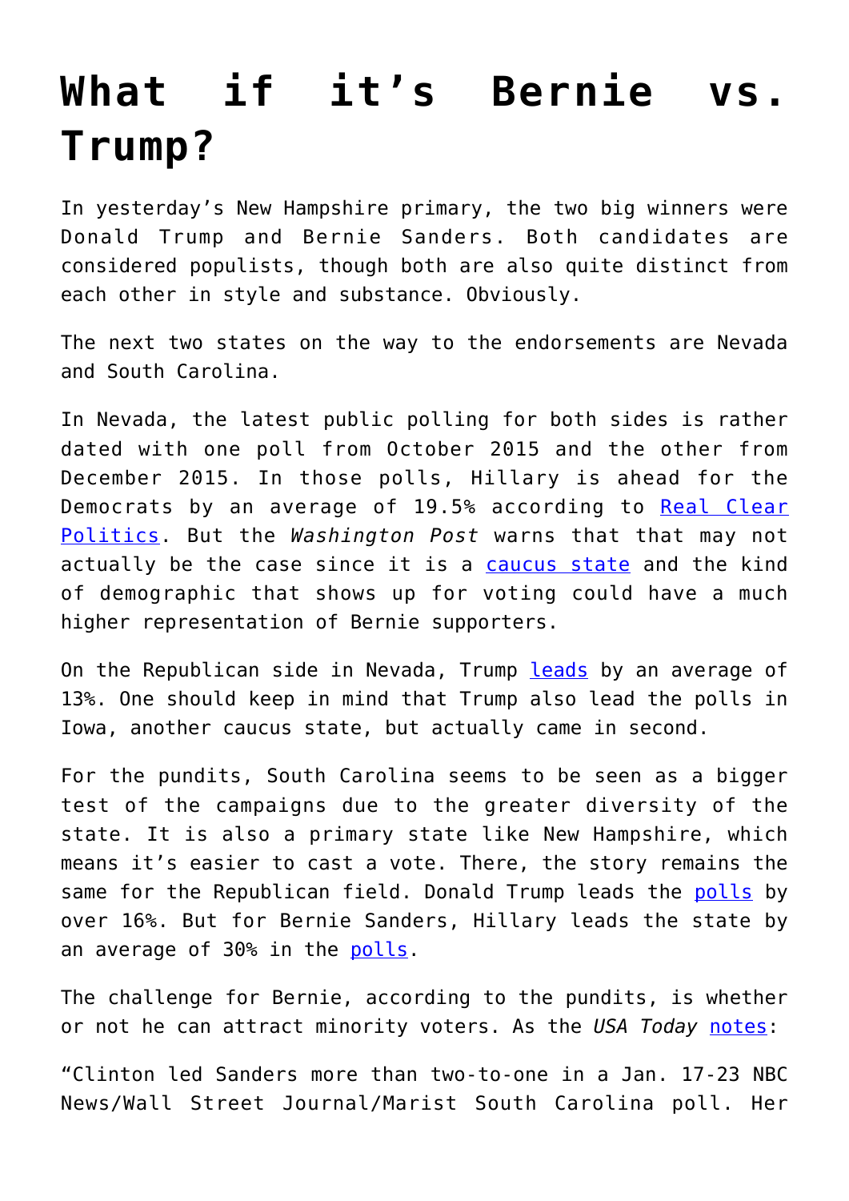# What if it’s Bernie vs. Trump?

In yesterday’s New Hampshire primary, the two big winners were Donald Trump and Bernie Sanders. Both candidates are considered populists, though both are also quite distinct from each other in style and substance. Obviously.

The next two states on the way to the endorsements are Nevada and South Carolina.

In Nevada, the latest public polling for both sides is rather dated with one poll from October 2015 and the other from December 2015. In those polls, Hillary is ahead for the Democrats by an average of 19.5% according to Real Clear Politics. But the *Washington Post* warns that that may not actually be the case since it is a caucus state and the kind of demographic that shows up for voting could have a much higher representation of Bernie supporters.

On the Republican side in Nevada, Trump leads by an average of 13%. One should keep in mind that Trump also lead the polls in Iowa, another caucus state, but actually came in second.

For the pundits, South Carolina seems to be seen as a bigger test of the campaigns due to the greater diversity of the state. It is also a primary state like New Hampshire, which means it’s easier to cast a vote. There, the story remains the same for the Republican field. Donald Trump leads the polls by over 16%. But for Bernie Sanders, Hillary leads the state by an average of 30% in the polls.

The challenge for Bernie, according to the pundits, is whether or not he can attract minority voters. As the *USA Today* notes:

“Clinton led Sanders more than two-to-one in a Jan. 17-23 NBC News/Wall Street Journal/Marist South Carolina poll. Her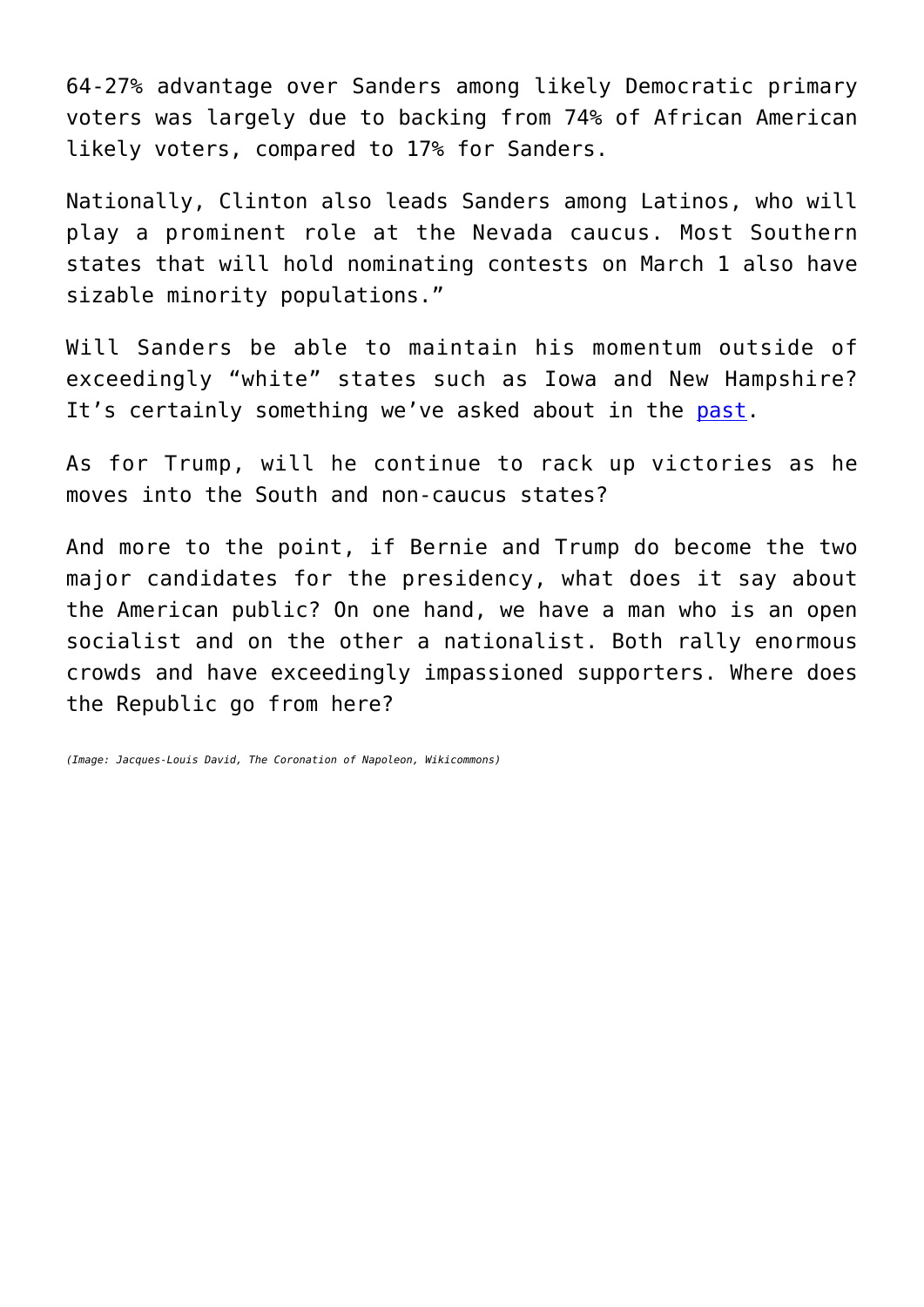64-27% advantage over Sanders among likely Democratic primary voters was largely due to backing from 74% of African American likely voters, compared to 17% for Sanders.

Nationally, Clinton also leads Sanders among Latinos, who will play a prominent role at the Nevada caucus. Most Southern states that will hold nominating contests on March 1 also have sizable minority populations."

Will Sanders be able to maintain his momentum outside of exceedingly "white" states such as Iowa and New Hampshire? It's certainly something we've asked about in the past.

As for Trump, will he continue to rack up victories as he moves into the South and non-caucus states?

And more to the point, if Bernie and Trump do become the two major candidates for the presidency, what does it say about the American public? On one hand, we have a man who is an open socialist and on the other a nationalist. Both rally enormous crowds and have exceedingly impassioned supporters. Where does the Republic go from here?

*(Image: Jacques-Louis David, The Coronation of Napoleon, Wikicommons)*